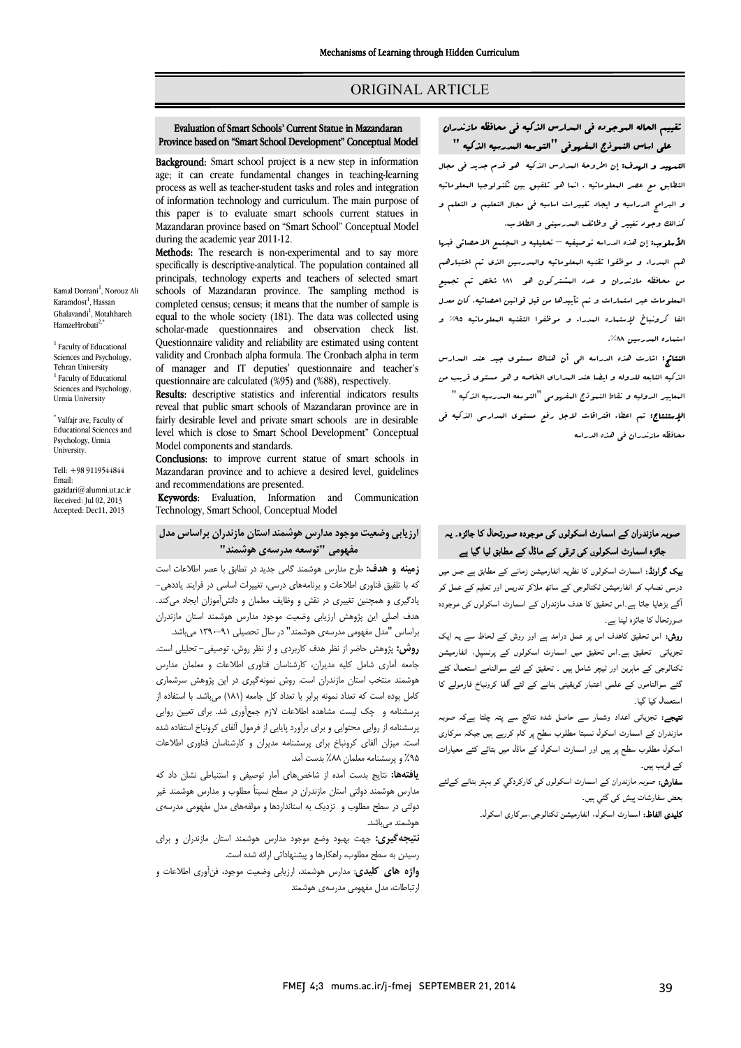ORIGINAL ARTICLE

# Evaluation of Smart Schools' Current Statue in Mazandaran Province based on "Smart School Development" Conceptual Model

Kamal Dorrani[1], Norouz Ali Karamdost[1], Hassan Ghalavandi[1], Motahhareh HamzeHrobati[2,*]

[1] Faculty of Educational Sciences and Psychology, Tehran University
[1] Faculty of Educational Sciences and Psychology, Urmia University

[*] Valfajr ave, Faculty of Educational Sciences and Psychology, Urmia University.

Tell: +98 9119544844
Email: gazidari@alumni.ut.ac.ir
Received: Jul 02, 2013
Accepted: Dec11, 2013

**Background:** Smart school project is a new step in information age; it can create fundamental changes in teaching-learning process as well as teacher-student tasks and roles and integration of information technology and curriculum. The main purpose of this paper is to evaluate smart schools current statues in Mazandaran province based on "Smart School" Conceptual Model during the academic year 2011-12.

**Methods:** The research is non-experimental and to say more specifically is descriptive-analytical. The population contained all principals, technology experts and teachers of selected smart schools of Mazandaran province. The sampling method is completed census; census; it means that the number of sample is equal to the whole society (181). The data was collected using scholar-made questionnaires and observation check list. Questionnaire validity and reliability are estimated using content validity and Cronbach alpha formula. The Cronbach alpha in term of manager and IT deputies' questionnaire and teacher's questionnaire are calculated (%95) and (%88), respectively.

**Results:** descriptive statistics and inferential indicators results reveal that public smart schools of Mazandaran province are in fairly desirable level and private smart schools are in desirable level which is close to Smart School Development" Conceptual Model components and standards.

**Conclusions:** to improve current statue of smart schools in Mazandaran province and to achieve a desired level, guidelines and recommendations are presented.

**Keywords:** Evaluation, Information and Communication Technology, Smart School, Conceptual Model

## تقييم الحاله الموجوده في المدارس الذكيه في محافظه مازندران على اساس النموذج المفهومي "التوسعه المدرسيه الذكيه"

**التمهيد و الهدف:** إن اطروحة المدارس الذكيه هو قدم جديد في مجال التطابق مع عصر المعلوماتيه . انما هو تلفيق بين تكنولوجيا المعلوماتيه و البرامج الدراسيه و ايجاد تغييرات اساسيه في مجال التعليم و التعلم و كذالك وجود تغيير في وظائف المدرسيني و الطلاب.

**الأسلوب:** إن هذه الدراسه توصيفيه – تحليليه و المجتمع الاحصائي فيها هم المدراء و موظفوا تقنيه المعلوماتيه والمدرسين الذي تم اختيارهم من محافظه مازندران و عدد المشتركون هو ۱۸۱ شخص تم تجميع المعلومات عبر استمارات و تم تأييدها من قبل قوانين احصائيه. كان معدل الفا كرونباخ لإستماره المدراء و موظفوا التقنيه المعلوماتيه ۹۵٪ و استماره المدرسين ۸۸٪.

**النتائج:** اشارت هذه الدراسه الى أن هنالك مستوى جيد عند المدارس الذكيه التابعه للدوله و ايضا عند المدارى الخاصه و هو مستوى قريب من المعايير الدوليه و نقاط النموذج المفهومي "التوسعه المدرسيه الذكيه"

**الإستنتاج:** تم اعطاء اقتراحات لاجل رفع مستوى المدارسي الذكيه في محافظه مازندران في هذه الدراسه

## ارزیابی وضعیت موجود مدارس هوشمند استان مازندران براساس مدل مفهومی "توسعه مدرسه‌ی هوشمند"

**زمینه و هدف:** طرح مدارس هوشمند گامی جدید در تطابق با عصر اطلاعات است که با تلفیق فناوری اطلاعات و برنامه‌های درسی، تغییرات اساسی در فرایند یاددهی-یادگیری و همچنین تغییری در نقش و وظایف معلمان و دانش‌آموزان ایجاد می‌کند. هدف اصلی این پژوهش ارزیابی وضعیت موجود مدارس هوشمند استان مازندران براساس "مدل مفهومی مدرسه‌ی هوشمند" در سال تحصیلی ۹۱-۱۳۹۰ می‌باشد.

**روش:** پژوهش حاضر از نظر هدف کاربردی و از نظر روش، توصیفی- تحلیلی است. جامعه آماری شامل کلیه مدیران، کارشناسان فناوری اطلاعات و معلمان مدارس هوشمند منتخب استان مازندران است. روش نمونه‌گیری در این پژوهش سرشماری کامل بوده است که تعداد نمونه برابر با تعداد کل جامعه (۱۸۱) می‌باشد. با استفاده از پرسشنامه و چک لیست مشاهده اطلاعات لازم جمع‌آوری شد. برای تعیین روایی پرسشنامه از روایی محتوایی و برای برآورد پایایی از فرمول آلفای کرونباخ استفاده شده است. میزان آلفای کرونباخ برای پرسشنامه مدیران و کارشناسان فناوری اطلاعات ۹۵٪ و پرسشنامه معلمان ۸۸٪ بدست آمد.

**یافته‌ها:** نتایج بدست آمده از شاخص‌های آمار توصیفی و استنباطی نشان داد که مدارس هوشمند دولتی استان مازندران در سطح نسبتاً مطلوب و مدارس هوشمند غیر دولتی در سطح مطلوب و نزدیک به استانداردها و مولفه‌های مدل مفهومی مدرسه‌ی هوشمند می‌باشد.

**نتیجه‌گیری:** جهت بهبود وضع موجود مدارس هوشمند استان مازندران و برای رسیدن به سطح مطلوب، راهکارها و پیشنهاداتی ارائه شده است.

**واژه های کلیدی:** مدارس هوشمند، ارزیابی وضعیت موجود، فنآوری اطلاعات و ارتباطات، مدل مفهومی مدرسه‌ی هوشمند

## صوبہ مازندران کے اسمارٹ اسکولوں کی موجودہ صورتحال کا جائزہ۔ یہ جائزہ اسمارٹ اسکولوں کی ترقی کے ماڈل کے مطابق لیا گیا ہے

**بیک گراونڈ:** اسمارٹ اسکولوں کا نظریہ انفارمیشن زمانے کے مطابق ہے جس میں درسی نصاب کو انفارمیشن ٹکنالوجی کے ساتھ ملاکر تدریس اور تعلیم کے عمل کو آگے بڑھایا جاتا ہے۔اس تحقیق کا ہدف مازندران کے اسمارٹ اسکولوں کی موجودہ صورتحال کا جائزہ لینا ہے۔

**روش:** اس تحقیق کاہدف اس پر عمل درامد ہے اور روش کے لحاظ سے یہ ایک تجزیاتی تحقیق ہے۔اس تحقیق میں اسمارٹ اسکولوں کے پرنسپل، انفارمیشن ٹکنالوجی کے ماہرین اور ٹیچر شامل ہیں ۔ تحقیق کے لئے سوالنامے استعمال کئے گئے سوالناموں کے علمی اعتبار کویقینی بنانے کے لئے آلفا کرونباخ فارمولے کا استعمال کیا گیا۔

**نتیجے:** تجزیاتی اعداد وشمار سے حاصل شدہ نتائج سے پتہ چلتا ہےکہ صوبہ مازندران کے اسمارٹ اسکول نسبتا مطلوب سطح پر کام کررہے ہیں جبکہ سرکاری اسکول مطلوب سطح پر ہیں اور اسمارٹ اسکول کے ماڈل میں بتائے گئے معیارات کے قریب ہیں۔

**سفارش:** صوبہ مازندران کے اسمارٹ اسکولوں کی کارکردگی کو بہتر بنانے کےلئے بعض سفارشات پیش کی گئي ہیں۔

**کلیدی الفاظ:** اسمارٹ اسکول، انفارمیشن ٹکنالوجی،سرکاری اسکول۔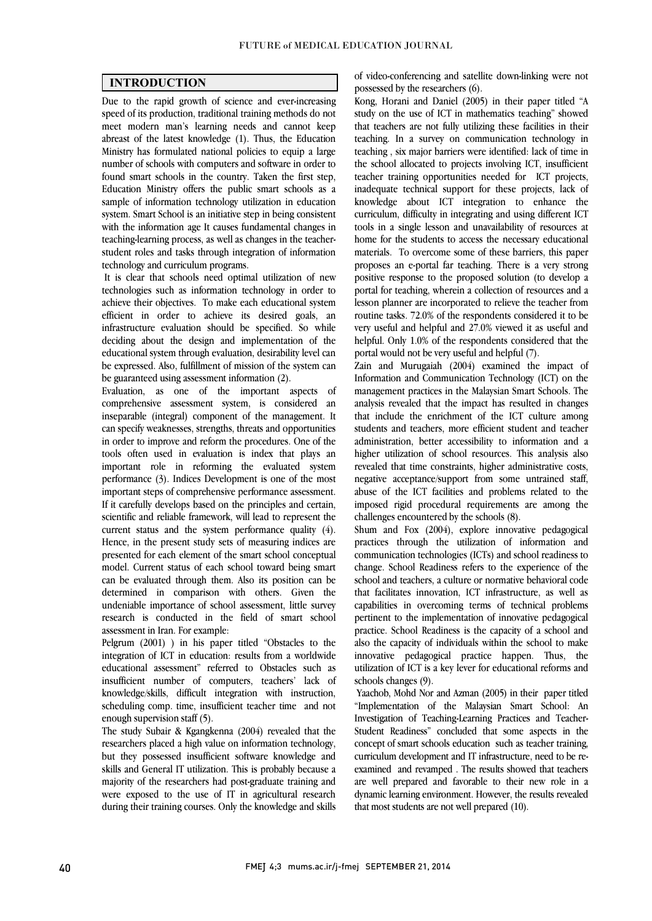## INTRODUCTION

Due to the rapid growth of science and ever-increasing speed of its production, traditional training methods do not meet modern man's learning needs and cannot keep abreast of the latest knowledge (1). Thus, the Education Ministry has formulated national policies to equip a large number of schools with computers and software in order to found smart schools in the country. Taken the first step, Education Ministry offers the public smart schools as a sample of information technology utilization in education system. Smart School is an initiative step in being consistent with the information age It causes fundamental changes in teaching-learning process, as well as changes in the teacher-student roles and tasks through integration of information technology and curriculum programs.

It is clear that schools need optimal utilization of new technologies such as information technology in order to achieve their objectives. To make each educational system efficient in order to achieve its desired goals, an infrastructure evaluation should be specified. So while deciding about the design and implementation of the educational system through evaluation, desirability level can be expressed. Also, fulfillment of mission of the system can be guaranteed using assessment information (2).

Evaluation, as one of the important aspects of comprehensive assessment system, is considered an inseparable (integral) component of the management. It can specify weaknesses, strengths, threats and opportunities in order to improve and reform the procedures. One of the tools often used in evaluation is index that plays an important role in reforming the evaluated system performance (3). Indices Development is one of the most important steps of comprehensive performance assessment. If it carefully develops based on the principles and certain, scientific and reliable framework, will lead to represent the current status and the system performance quality (4). Hence, in the present study sets of measuring indices are presented for each element of the smart school conceptual model. Current status of each school toward being smart can be evaluated through them. Also its position can be determined in comparison with others. Given the undeniable importance of school assessment, little survey research is conducted in the field of smart school assessment in Iran. For example:

Pelgrum (2001) ) in his paper titled "Obstacles to the integration of ICT in education: results from a worldwide educational assessment" referred to Obstacles such as insufficient number of computers, teachers' lack of knowledge/skills, difficult integration with instruction, scheduling comp. time, insufficient teacher time and not enough supervision staff (5).

The study Subair & Kgangkenna (2004) revealed that the researchers placed a high value on information technology, but they possessed insufficient software knowledge and skills and General IT utilization. This is probably because a majority of the researchers had post-graduate training and were exposed to the use of IT in agricultural research during their training courses. Only the knowledge and skills of video-conferencing and satellite down-linking were not possessed by the researchers (6).

Kong, Horani and Daniel (2005) in their paper titled "A study on the use of ICT in mathematics teaching" showed that teachers are not fully utilizing these facilities in their teaching. In a survey on communication technology in teaching , six major barriers were identified: lack of time in the school allocated to projects involving ICT, insufficient teacher training opportunities needed for ICT projects, inadequate technical support for these projects, lack of knowledge about ICT integration to enhance the curriculum, difficulty in integrating and using different ICT tools in a single lesson and unavailability of resources at home for the students to access the necessary educational materials. To overcome some of these barriers, this paper proposes an e-portal far teaching. There is a very strong positive response to the proposed solution (to develop a portal for teaching, wherein a collection of resources and a lesson planner are incorporated to relieve the teacher from routine tasks. 72.0% of the respondents considered it to be very useful and helpful and 27.0% viewed it as useful and helpful. Only 1.0% of the respondents considered that the portal would not be very useful and helpful (7).

Zain and Murugaiah (2004) examined the impact of Information and Communication Technology (ICT) on the management practices in the Malaysian Smart Schools. The analysis revealed that the impact has resulted in changes that include the enrichment of the ICT culture among students and teachers, more efficient student and teacher administration, better accessibility to information and a higher utilization of school resources. This analysis also revealed that time constraints, higher administrative costs, negative acceptance/support from some untrained staff, abuse of the ICT facilities and problems related to the imposed rigid procedural requirements are among the challenges encountered by the schools (8).

Shum and Fox (2004), explore innovative pedagogical practices through the utilization of information and communication technologies (ICTs) and school readiness to change. School Readiness refers to the experience of the school and teachers, a culture or normative behavioral code that facilitates innovation, ICT infrastructure, as well as capabilities in overcoming terms of technical problems pertinent to the implementation of innovative pedagogical practice. School Readiness is the capacity of a school and also the capacity of individuals within the school to make innovative pedagogical practice happen. Thus, the utilization of ICT is a key lever for educational reforms and schools changes (9).

Yaachob, Mohd Nor and Azman (2005) in their paper titled "Implementation of the Malaysian Smart School: An Investigation of Teaching-Learning Practices and Teacher-Student Readiness" concluded that some aspects in the concept of smart schools education such as teacher training, curriculum development and IT infrastructure, need to be re-examined and revamped . The results showed that teachers are well prepared and favorable to their new role in a dynamic learning environment. However, the results revealed that most students are not well prepared (10).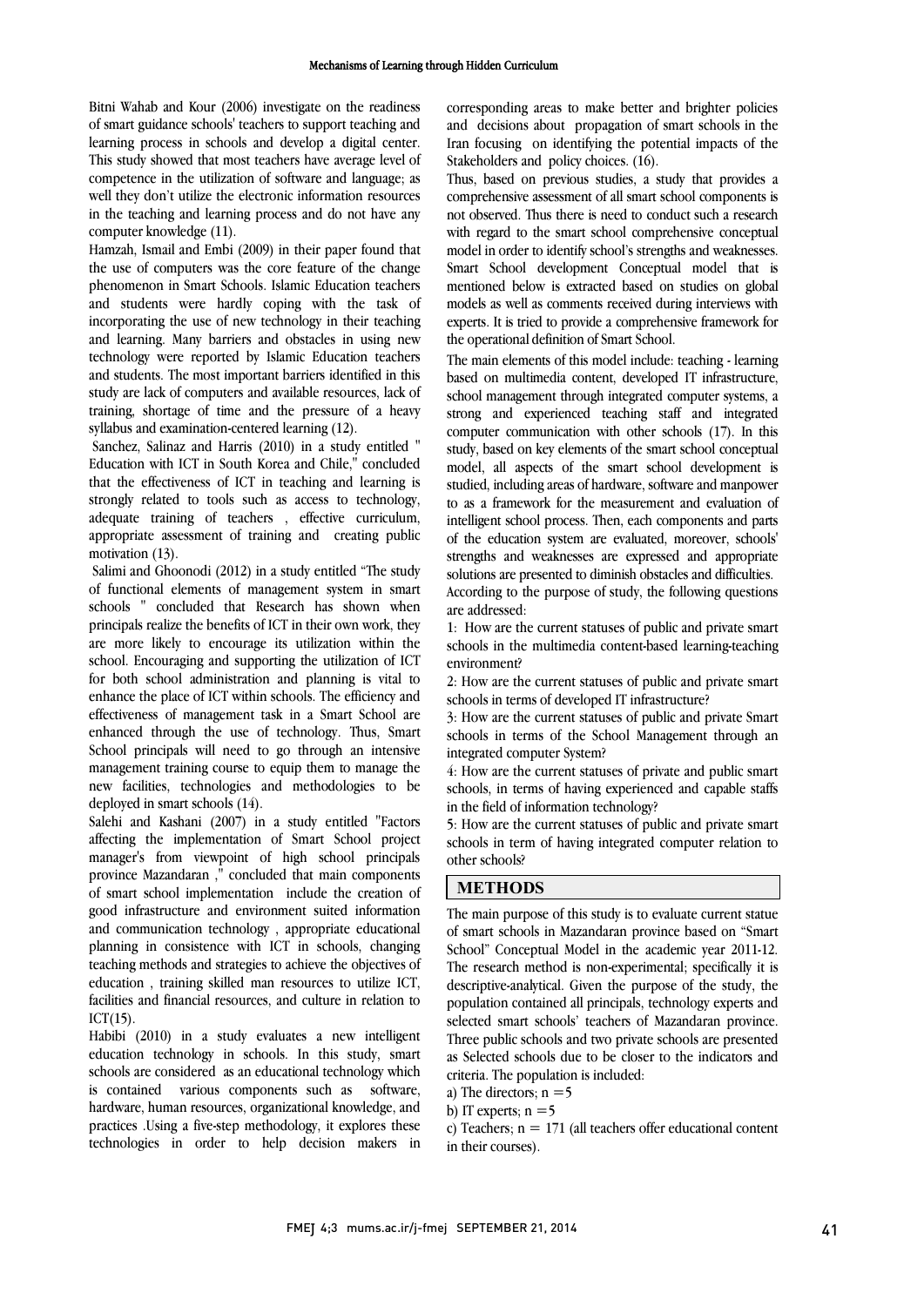Bitni Wahab and Kour (2006) investigate on the readiness of smart guidance schools' teachers to support teaching and learning process in schools and develop a digital center. This study showed that most teachers have average level of competence in the utilization of software and language; as well they don't utilize the electronic information resources in the teaching and learning process and do not have any computer knowledge (11).

Hamzah, Ismail and Embi (2009) in their paper found that the use of computers was the core feature of the change phenomenon in Smart Schools. Islamic Education teachers and students were hardly coping with the task of incorporating the use of new technology in their teaching and learning. Many barriers and obstacles in using new technology were reported by Islamic Education teachers and students. The most important barriers identified in this study are lack of computers and available resources, lack of training, shortage of time and the pressure of a heavy syllabus and examination-centered learning (12).

Sanchez, Salinaz and Harris (2010) in a study entitled " Education with ICT in South Korea and Chile," concluded that the effectiveness of ICT in teaching and learning is strongly related to tools such as access to technology, adequate training of teachers , effective curriculum, appropriate assessment of training and creating public motivation (13).

Salimi and Ghoonodi (2012) in a study entitled "The study of functional elements of management system in smart schools " concluded that Research has shown when principals realize the benefits of ICT in their own work, they are more likely to encourage its utilization within the school. Encouraging and supporting the utilization of ICT for both school administration and planning is vital to enhance the place of ICT within schools. The efficiency and effectiveness of management task in a Smart School are enhanced through the use of technology. Thus, Smart School principals will need to go through an intensive management training course to equip them to manage the new facilities, technologies and methodologies to be deployed in smart schools (14).

Salehi and Kashani (2007) in a study entitled "Factors affecting the implementation of Smart School project manager's from viewpoint of high school principals province Mazandaran ," concluded that main components of smart school implementation include the creation of good infrastructure and environment suited information and communication technology , appropriate educational planning in consistence with ICT in schools, changing teaching methods and strategies to achieve the objectives of education , training skilled man resources to utilize ICT, facilities and financial resources, and culture in relation to ICT(15).

Habibi (2010) in a study evaluates a new intelligent education technology in schools. In this study, smart schools are considered as an educational technology which is contained various components such as software, hardware, human resources, organizational knowledge, and practices .Using a five-step methodology, it explores these technologies in order to help decision makers in corresponding areas to make better and brighter policies and decisions about propagation of smart schools in the Iran focusing on identifying the potential impacts of the Stakeholders and policy choices. (16).

Thus, based on previous studies, a study that provides a comprehensive assessment of all smart school components is not observed. Thus there is need to conduct such a research with regard to the smart school comprehensive conceptual model in order to identify school's strengths and weaknesses. Smart School development Conceptual model that is mentioned below is extracted based on studies on global models as well as comments received during interviews with experts. It is tried to provide a comprehensive framework for the operational definition of Smart School.

The main elements of this model include: teaching - learning based on multimedia content, developed IT infrastructure, school management through integrated computer systems, a strong and experienced teaching staff and integrated computer communication with other schools (17). In this study, based on key elements of the smart school conceptual model, all aspects of the smart school development is studied, including areas of hardware, software and manpower to as a framework for the measurement and evaluation of intelligent school process. Then, each components and parts of the education system are evaluated, moreover, schools' strengths and weaknesses are expressed and appropriate solutions are presented to diminish obstacles and difficulties.

According to the purpose of study, the following questions are addressed:

1: How are the current statuses of public and private smart schools in the multimedia content-based learning-teaching environment?

2: How are the current statuses of public and private smart schools in terms of developed IT infrastructure?

3: How are the current statuses of public and private Smart schools in terms of the School Management through an integrated computer System?

4: How are the current statuses of private and public smart schools, in terms of having experienced and capable staffs in the field of information technology?

5: How are the current statuses of public and private smart schools in term of having integrated computer relation to other schools?

## METHODS

The main purpose of this study is to evaluate current statue of smart schools in Mazandaran province based on "Smart School" Conceptual Model in the academic year 2011-12. The research method is non-experimental; specifically it is descriptive-analytical. Given the purpose of the study, the population contained all principals, technology experts and selected smart schools' teachers of Mazandaran province. Three public schools and two private schools are presented as Selected schools due to be closer to the indicators and criteria. The population is included:

a) The directors; n =5

b) IT experts; n =5

c) Teachers; n = 171 (all teachers offer educational content in their courses).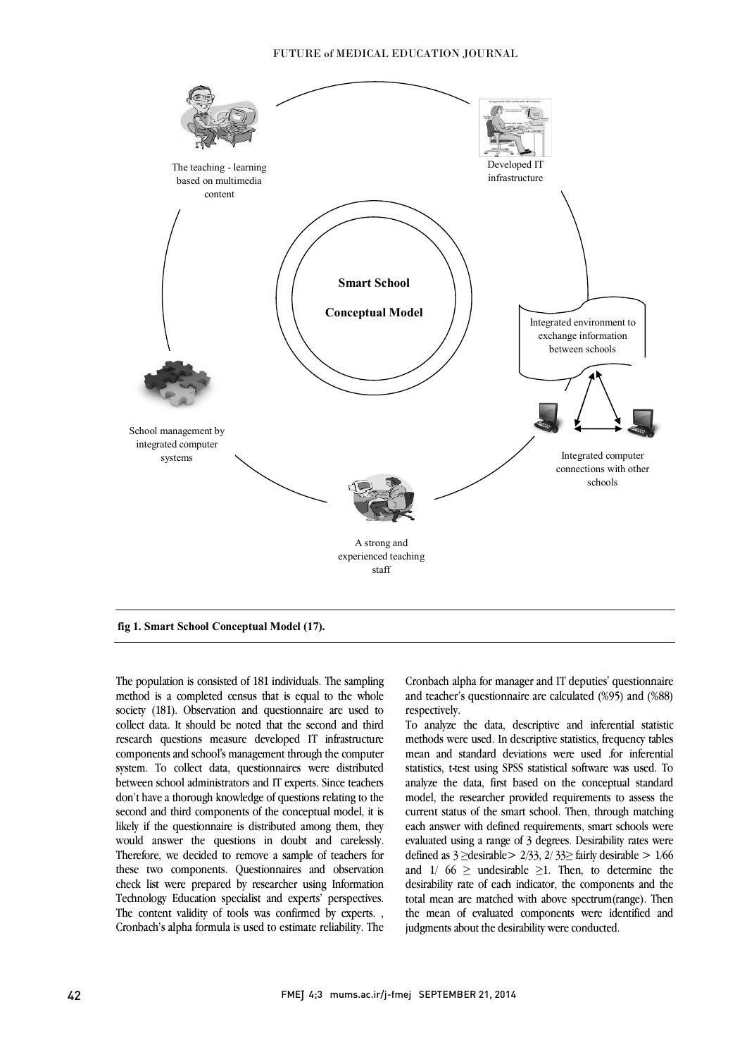The teaching - learning based on multimedia content

Developed IT infrastructure

Smart School

Conceptual Model

Integrated environment to exchange information between schools

School management by integrated computer systems

Integrated computer connections with other schools

A strong and experienced teaching staff

**fig 1. Smart School Conceptual Model (17).**

The population is consisted of 181 individuals. The sampling method is a completed census that is equal to the whole society (181). Observation and questionnaire are used to collect data. It should be noted that the second and third research questions measure developed IT infrastructure components and school's management through the computer system. To collect data, questionnaires were distributed between school administrators and IT experts. Since teachers don't have a thorough knowledge of questions relating to the second and third components of the conceptual model, it is likely if the questionnaire is distributed among them, they would answer the questions in doubt and carelessly. Therefore, we decided to remove a sample of teachers for these two components. Questionnaires and observation check list were prepared by researcher using Information Technology Education specialist and experts' perspectives. The content validity of tools was confirmed by experts. , Cronbach's alpha formula is used to estimate reliability. The Cronbach alpha for manager and IT deputies' questionnaire and teacher's questionnaire are calculated (%95) and (%88) respectively.

To analyze the data, descriptive and inferential statistic methods were used. In descriptive statistics, frequency tables mean and standard deviations were used .for inferential statistics, t-test using SPSS statistical software was used. To analyze the data, first based on the conceptual standard model, the researcher provided requirements to assess the current status of the smart school. Then, through matching each answer with defined requirements, smart schools were evaluated using a range of 3 degrees. Desirability rates were defined as 3 ≥desirable> 2/33, 2/ 33≥ fairly desirable > 1/66 and 1/ 66 ≥ undesirable ≥1. Then, to determine the desirability rate of each indicator, the components and the total mean are matched with above spectrum(range). Then the mean of evaluated components were identified and judgments about the desirability were conducted.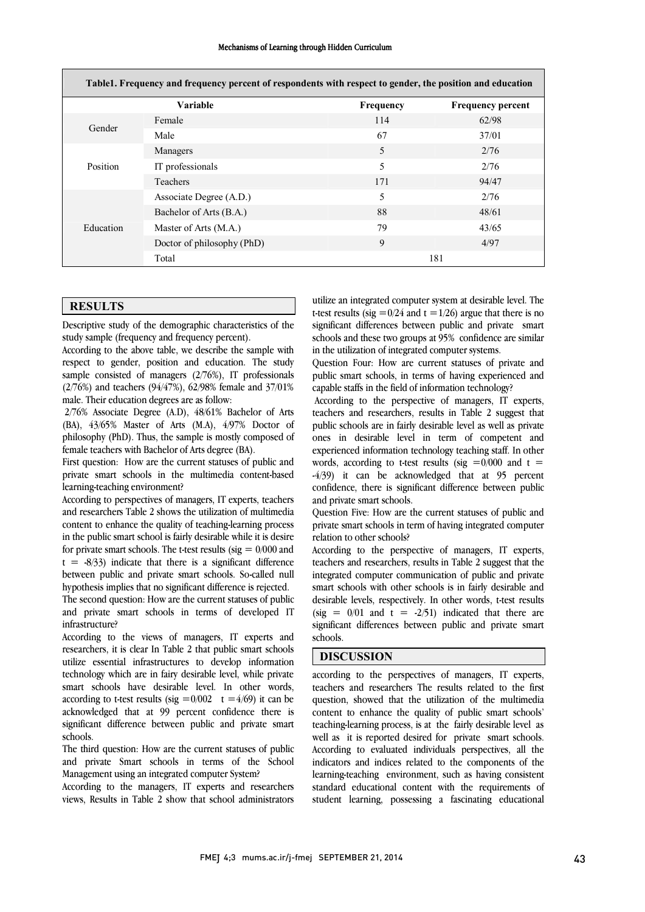**Table1. Frequency and frequency percent of respondents with respect to gender, the position and education**

| Variable | | Frequency | Frequency percent |
|---|---|---|---|
| Gender | Female | 114 | 62/98 |
| | Male | 67 | 37/01 |
| Position | Managers | 5 | 2/76 |
| | IT professionals | 5 | 2/76 |
| | Teachers | 171 | 94/47 |
| Education | Associate Degree (A.D.) | 5 | 2/76 |
| | Bachelor of Arts (B.A.) | 88 | 48/61 |
| | Master of Arts (M.A.) | 79 | 43/65 |
| | Doctor of philosophy (PhD) | 9 | 4/97 |
| | Total | 181 | |

## RESULTS

Descriptive study of the demographic characteristics of the study sample (frequency and frequency percent).

According to the above table, we describe the sample with respect to gender, position and education. The study sample consisted of managers (2/76%), IT professionals (2/76%) and teachers (94/47%), 62/98% female and 37/01% male. Their education degrees are as follow:

2/76% Associate Degree (A.D), 48/61% Bachelor of Arts (BA), 43/65% Master of Arts (M.A), 4/97% Doctor of philosophy (PhD). Thus, the sample is mostly composed of female teachers with Bachelor of Arts degree (BA).

First question: How are the current statuses of public and private smart schools in the multimedia content-based learning-teaching environment?

According to perspectives of managers, IT experts, teachers and researchers Table 2 shows the utilization of multimedia content to enhance the quality of teaching-learning process in the public smart school is fairly desirable while it is desire for private smart schools. The t-test results (sig = 0/000 and t = -8/33) indicate that there is a significant difference between public and private smart schools. So-called null hypothesis implies that no significant difference is rejected.

The second question: How are the current statuses of public and private smart schools in terms of developed IT infrastructure?

According to the views of managers, IT experts and researchers, it is clear In Table 2 that public smart schools utilize essential infrastructures to develop information technology which are in fairy desirable level, while private smart schools have desirable level. In other words, according to t-test results (sig =0/002 t =4/69) it can be acknowledged that at 99 percent confidence there is significant difference between public and private smart schools.

The third question: How are the current statuses of public and private Smart schools in terms of the School Management using an integrated computer System?

According to the managers, IT experts and researchers views, Results in Table 2 show that school administrators utilize an integrated computer system at desirable level. The t-test results (sig =0/24 and t =1/26) argue that there is no significant differences between public and private smart schools and these two groups at 95% confidence are similar in the utilization of integrated computer systems.

Question Four: How are current statuses of private and public smart schools, in terms of having experienced and capable staffs in the field of information technology?

According to the perspective of managers, IT experts, teachers and researchers, results in Table 2 suggest that public schools are in fairly desirable level as well as private ones in desirable level in term of competent and experienced information technology teaching staff. In other words, according to t-test results (sig =0/000 and t = -4/39) it can be acknowledged that at 95 percent confidence, there is significant difference between public and private smart schools.

Question Five: How are the current statuses of public and private smart schools in term of having integrated computer relation to other schools?

According to the perspective of managers, IT experts, teachers and researchers, results in Table 2 suggest that the integrated computer communication of public and private smart schools with other schools is in fairly desirable and desirable levels, respectively. In other words, t-test results (sig = 0/01 and t = -2/51) indicated that there are significant differences between public and private smart schools.

## DISCUSSION

according to the perspectives of managers, IT experts, teachers and researchers The results related to the first question, showed that the utilization of the multimedia content to enhance the quality of public smart schools' teaching-learning process, is at the fairly desirable level as well as it is reported desired for private smart schools. According to evaluated individuals perspectives, all the indicators and indices related to the components of the learning-teaching environment, such as having consistent standard educational content with the requirements of student learning, possessing a fascinating educational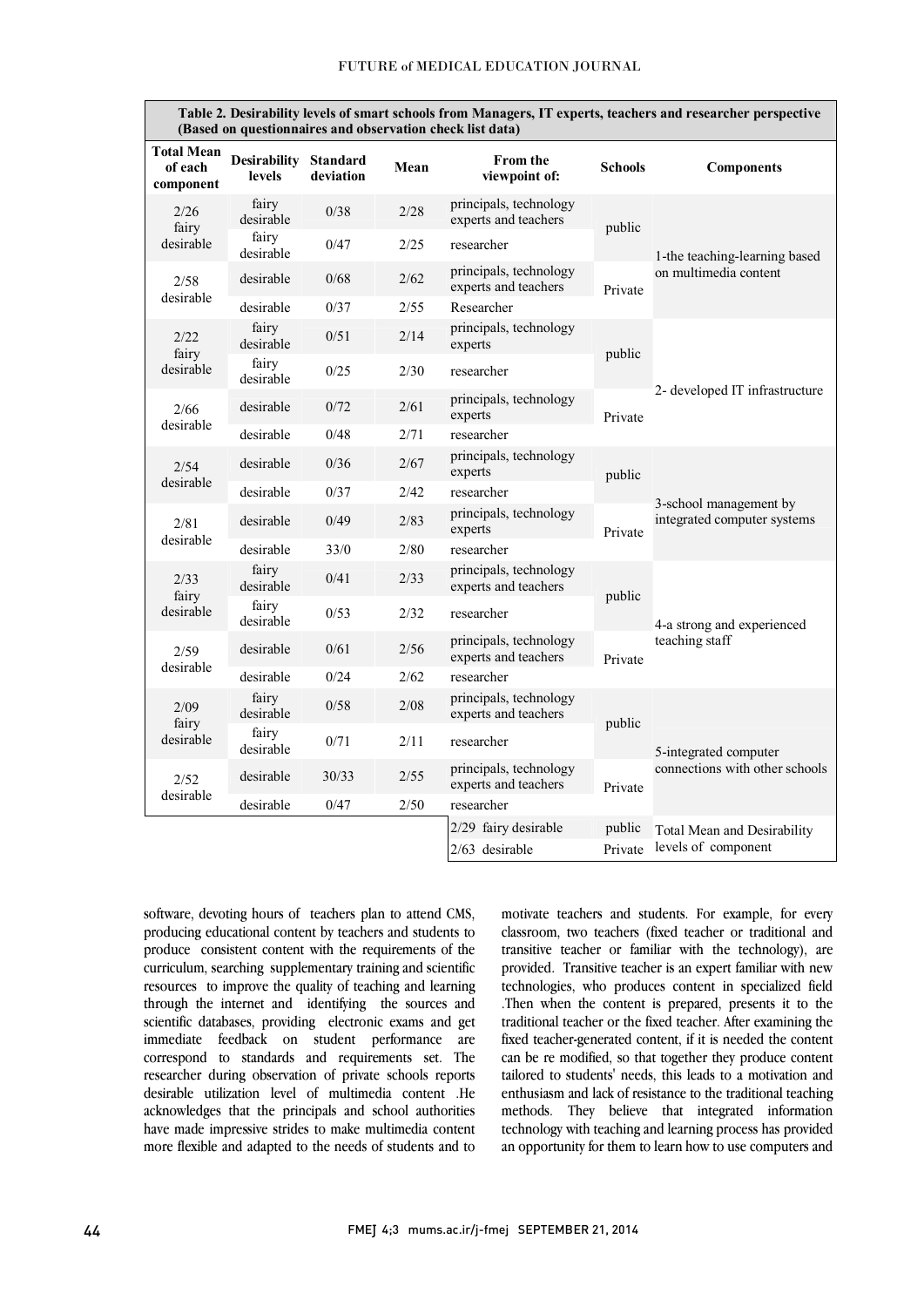**Table 2. Desirability levels of smart schools from Managers, IT experts, teachers and researcher perspective (Based on questionnaires and observation check list data)**

| Total Mean of each component | Desirability levels | Standard deviation | Mean | From the viewpoint of: | Schools | Components |
|---|---|---|---|---|---|---|
| 2/26 fairy desirable | fairy desirable | 0/38 | 2/28 | principals, technology experts and teachers | public | 1-the teaching-learning based on multimedia content |
| | fairy desirable | 0/47 | 2/25 | researcher | | |
| 2/58 desirable | desirable | 0/68 | 2/62 | principals, technology experts and teachers | Private | |
| | desirable | 0/37 | 2/55 | Researcher | | |
| 2/22 fairy desirable | fairy desirable | 0/51 | 2/14 | principals, technology experts | public | 2- developed IT infrastructure |
| | fairy desirable | 0/25 | 2/30 | researcher | | |
| 2/66 desirable | desirable | 0/72 | 2/61 | principals, technology experts | Private | |
| | desirable | 0/48 | 2/71 | researcher | | |
| 2/54 desirable | desirable | 0/36 | 2/67 | principals, technology experts | public | 3-school management by integrated computer systems |
| | desirable | 0/37 | 2/42 | researcher | | |
| 2/81 desirable | desirable | 0/49 | 2/83 | principals, technology experts | Private | |
| | desirable | 33/0 | 2/80 | researcher | | |
| 2/33 fairy desirable | fairy desirable | 0/41 | 2/33 | principals, technology experts and teachers | public | 4-a strong and experienced teaching staff |
| | fairy desirable | 0/53 | 2/32 | researcher | | |
| 2/59 desirable | desirable | 0/61 | 2/56 | principals, technology experts and teachers | Private | |
| | desirable | 0/24 | 2/62 | researcher | | |
| 2/09 fairy desirable | fairy desirable | 0/58 | 2/08 | principals, technology experts and teachers | public | 5-integrated computer connections with other schools |
| | fairy desirable | 0/71 | 2/11 | researcher | | |
| 2/52 desirable | desirable | 30/33 | 2/55 | principals, technology experts and teachers | Private | |
| | desirable | 0/47 | 2/50 | researcher | | |
| | | | | 2/29 fairy desirable | public | Total Mean and Desirability levels of component |
| | | | | 2/63 desirable | Private | |

software, devoting hours of teachers plan to attend CMS, producing educational content by teachers and students to produce consistent content with the requirements of the curriculum, searching supplementary training and scientific resources to improve the quality of teaching and learning through the internet and identifying the sources and scientific databases, providing electronic exams and get immediate feedback on student performance are correspond to standards and requirements set. The researcher during observation of private schools reports desirable utilization level of multimedia content .He acknowledges that the principals and school authorities have made impressive strides to make multimedia content more flexible and adapted to the needs of students and to motivate teachers and students. For example, for every classroom, two teachers (fixed teacher or traditional and transitive teacher or familiar with the technology), are provided. Transitive teacher is an expert familiar with new technologies, who produces content in specialized field .Then when the content is prepared, presents it to the traditional teacher or the fixed teacher. After examining the fixed teacher-generated content, if it is needed the content can be re modified, so that together they produce content tailored to students' needs, this leads to a motivation and enthusiasm and lack of resistance to the traditional teaching methods. They believe that integrated information technology with teaching and learning process has provided an opportunity for them to learn how to use computers and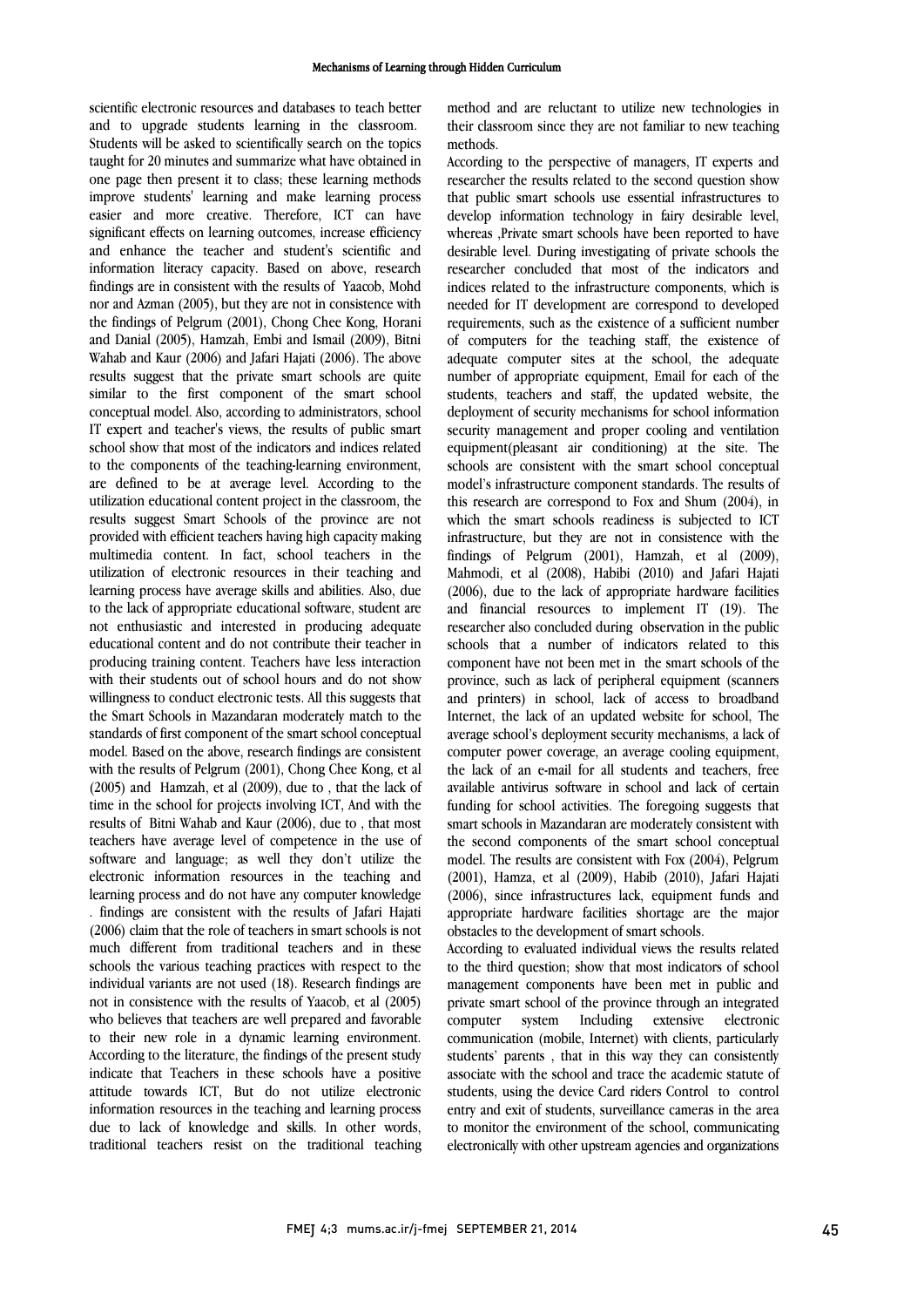scientific electronic resources and databases to teach better and to upgrade students learning in the classroom. Students will be asked to scientifically search on the topics taught for 20 minutes and summarize what have obtained in one page then present it to class; these learning methods improve students' learning and make learning process easier and more creative. Therefore, ICT can have significant effects on learning outcomes, increase efficiency and enhance the teacher and student's scientific and information literacy capacity. Based on above, research findings are in consistent with the results of Yaacob, Mohd nor and Azman (2005), but they are not in consistence with the findings of Pelgrum (2001), Chong Chee Kong, Horani and Danial (2005), Hamzah, Embi and Ismail (2009), Bitni Wahab and Kaur (2006) and Jafari Hajati (2006). The above results suggest that the private smart schools are quite similar to the first component of the smart school conceptual model. Also, according to administrators, school IT expert and teacher's views, the results of public smart school show that most of the indicators and indices related to the components of the teaching-learning environment, are defined to be at average level. According to the utilization educational content project in the classroom, the results suggest Smart Schools of the province are not provided with efficient teachers having high capacity making multimedia content. In fact, school teachers in the utilization of electronic resources in their teaching and learning process have average skills and abilities. Also, due to the lack of appropriate educational software, student are not enthusiastic and interested in producing adequate educational content and do not contribute their teacher in producing training content. Teachers have less interaction with their students out of school hours and do not show willingness to conduct electronic tests. All this suggests that the Smart Schools in Mazandaran moderately match to the standards of first component of the smart school conceptual model. Based on the above, research findings are consistent with the results of Pelgrum (2001), Chong Chee Kong, et al (2005) and Hamzah, et al (2009), due to , that the lack of time in the school for projects involving ICT, And with the results of Bitni Wahab and Kaur (2006), due to , that most teachers have average level of competence in the use of software and language; as well they don't utilize the electronic information resources in the teaching and learning process and do not have any computer knowledge . findings are consistent with the results of Jafari Hajati (2006) claim that the role of teachers in smart schools is not much different from traditional teachers and in these schools the various teaching practices with respect to the individual variants are not used (18). Research findings are not in consistence with the results of Yaacob, et al (2005) who believes that teachers are well prepared and favorable to their new role in a dynamic learning environment. According to the literature, the findings of the present study indicate that Teachers in these schools have a positive attitude towards ICT, But do not utilize electronic information resources in the teaching and learning process due to lack of knowledge and skills. In other words, traditional teachers resist on the traditional teaching method and are reluctant to utilize new technologies in their classroom since they are not familiar to new teaching methods.

According to the perspective of managers, IT experts and researcher the results related to the second question show that public smart schools use essential infrastructures to develop information technology in fairy desirable level, whereas ,Private smart schools have been reported to have desirable level. During investigating of private schools the researcher concluded that most of the indicators and indices related to the infrastructure components, which is needed for IT development are correspond to developed requirements, such as the existence of a sufficient number of computers for the teaching staff, the existence of adequate computer sites at the school, the adequate number of appropriate equipment, Email for each of the students, teachers and staff, the updated website, the deployment of security mechanisms for school information security management and proper cooling and ventilation equipment(pleasant air conditioning) at the site. The schools are consistent with the smart school conceptual model's infrastructure component standards. The results of this research are correspond to Fox and Shum (2004), in which the smart schools readiness is subjected to ICT infrastructure, but they are not in consistence with the findings of Pelgrum (2001), Hamzah, et al (2009), Mahmodi, et al (2008), Habibi (2010) and Jafari Hajati (2006), due to the lack of appropriate hardware facilities and financial resources to implement IT (19). The researcher also concluded during observation in the public schools that a number of indicators related to this component have not been met in the smart schools of the province, such as lack of peripheral equipment (scanners and printers) in school, lack of access to broadband Internet, the lack of an updated website for school, The average school's deployment security mechanisms, a lack of computer power coverage, an average cooling equipment, the lack of an e-mail for all students and teachers, free available antivirus software in school and lack of certain funding for school activities. The foregoing suggests that smart schools in Mazandaran are moderately consistent with the second components of the smart school conceptual model. The results are consistent with Fox (2004), Pelgrum (2001), Hamza, et al (2009), Habib (2010), Jafari Hajati (2006), since infrastructures lack, equipment funds and appropriate hardware facilities shortage are the major obstacles to the development of smart schools.

According to evaluated individual views the results related to the third question; show that most indicators of school management components have been met in public and private smart school of the province through an integrated computer system Including extensive electronic communication (mobile, Internet) with clients, particularly students' parents , that in this way they can consistently associate with the school and trace the academic statute of students, using the device Card riders Control to control entry and exit of students, surveillance cameras in the area to monitor the environment of the school, communicating electronically with other upstream agencies and organizations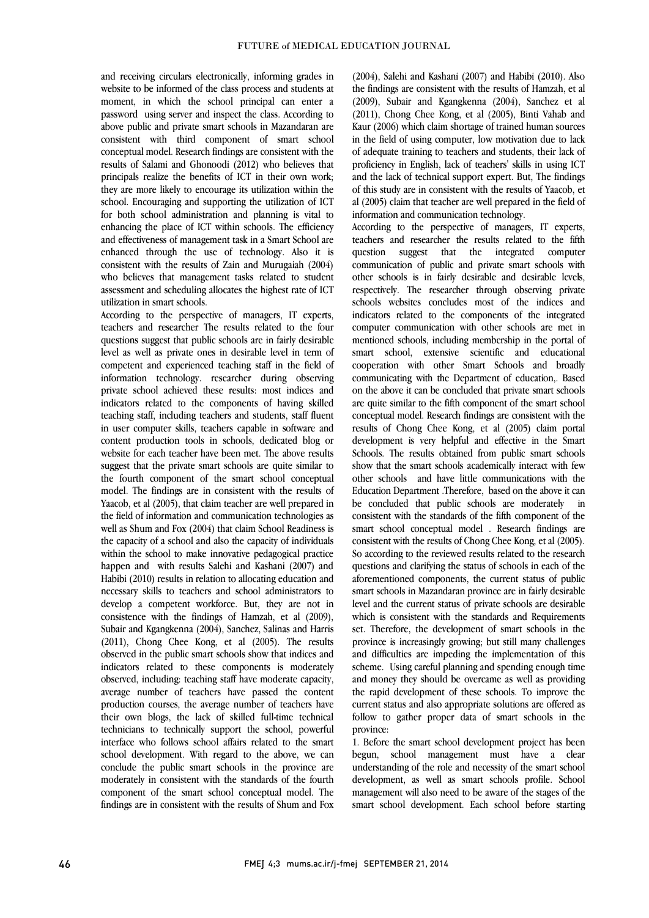and receiving circulars electronically, informing grades in website to be informed of the class process and students at moment, in which the school principal can enter a password using server and inspect the class. According to above public and private smart schools in Mazandaran are consistent with third component of smart school conceptual model. Research findings are consistent with the results of Salami and Ghonoodi (2012) who believes that principals realize the benefits of ICT in their own work; they are more likely to encourage its utilization within the school. Encouraging and supporting the utilization of ICT for both school administration and planning is vital to enhancing the place of ICT within schools. The efficiency and effectiveness of management task in a Smart School are enhanced through the use of technology. Also it is consistent with the results of Zain and Murugaiah (2004) who believes that management tasks related to student assessment and scheduling allocates the highest rate of ICT utilization in smart schools.

According to the perspective of managers, IT experts, teachers and researcher The results related to the four questions suggest that public schools are in fairly desirable level as well as private ones in desirable level in term of competent and experienced teaching staff in the field of information technology. researcher during observing private school achieved these results: most indices and indicators related to the components of having skilled teaching staff, including teachers and students, staff fluent in user computer skills, teachers capable in software and content production tools in schools, dedicated blog or website for each teacher have been met. The above results suggest that the private smart schools are quite similar to the fourth component of the smart school conceptual model. The findings are in consistent with the results of Yaacob, et al (2005), that claim teacher are well prepared in the field of information and communication technologies as well as Shum and Fox (2004) that claim School Readiness is the capacity of a school and also the capacity of individuals within the school to make innovative pedagogical practice happen and with results Salehi and Kashani (2007) and Habibi (2010) results in relation to allocating education and necessary skills to teachers and school administrators to develop a competent workforce. But, they are not in consistence with the findings of Hamzah, et al (2009), Subair and Kgangkenna (2004), Sanchez, Salinas and Harris (2011), Chong Chee Kong, et al (2005). The results observed in the public smart schools show that indices and indicators related to these components is moderately observed, including: teaching staff have moderate capacity, average number of teachers have passed the content production courses, the average number of teachers have their own blogs, the lack of skilled full-time technical technicians to technically support the school, powerful interface who follows school affairs related to the smart school development. With regard to the above, we can conclude the public smart schools in the province are moderately in consistent with the standards of the fourth component of the smart school conceptual model. The findings are in consistent with the results of Shum and Fox (2004), Salehi and Kashani (2007) and Habibi (2010). Also the findings are consistent with the results of Hamzah, et al (2009), Subair and Kgangkenna (2004), Sanchez et al (2011), Chong Chee Kong, et al (2005), Binti Vahab and Kaur (2006) which claim shortage of trained human sources in the field of using computer, low motivation due to lack of adequate training to teachers and students, their lack of proficiency in English, lack of teachers' skills in using ICT and the lack of technical support expert. But, The findings of this study are in consistent with the results of Yaacob, et al (2005) claim that teacher are well prepared in the field of information and communication technology.

According to the perspective of managers, IT experts, teachers and researcher the results related to the fifth question suggest that the integrated computer communication of public and private smart schools with other schools is in fairly desirable and desirable levels, respectively. The researcher through observing private schools websites concludes most of the indices and indicators related to the components of the integrated computer communication with other schools are met in mentioned schools, including membership in the portal of smart school, extensive scientific and educational cooperation with other Smart Schools and broadly communicating with the Department of education,. Based on the above it can be concluded that private smart schools are quite similar to the fifth component of the smart school conceptual model. Research findings are consistent with the results of Chong Chee Kong, et al (2005) claim portal development is very helpful and effective in the Smart Schools. The results obtained from public smart schools show that the smart schools academically interact with few other schools and have little communications with the Education Department .Therefore, based on the above it can be concluded that public schools are moderately in consistent with the standards of the fifth component of the smart school conceptual model . Research findings are consistent with the results of Chong Chee Kong, et al (2005). So according to the reviewed results related to the research questions and clarifying the status of schools in each of the aforementioned components, the current status of public smart schools in Mazandaran province are in fairly desirable level and the current status of private schools are desirable which is consistent with the standards and Requirements set. Therefore, the development of smart schools in the province is increasingly growing; but still many challenges and difficulties are impeding the implementation of this scheme. Using careful planning and spending enough time and money they should be overcame as well as providing the rapid development of these schools. To improve the current status and also appropriate solutions are offered as follow to gather proper data of smart schools in the province:

1. Before the smart school development project has been begun, school management must have a clear understanding of the role and necessity of the smart school development, as well as smart schools profile. School management will also need to be aware of the stages of the smart school development. Each school before starting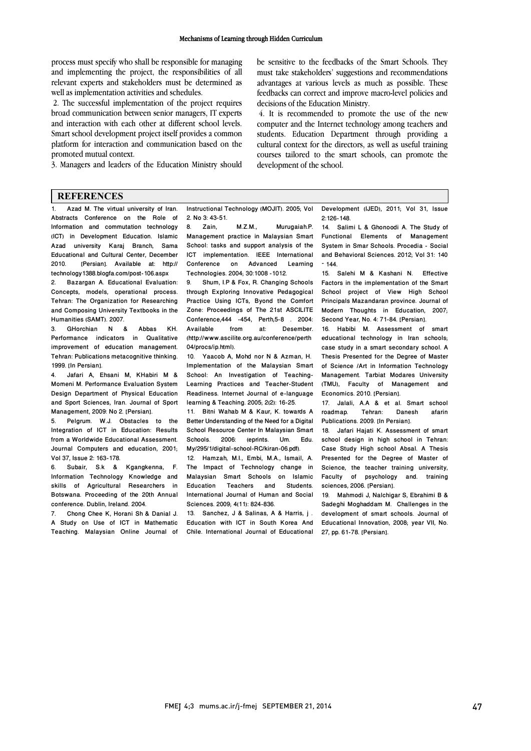process must specify who shall be responsible for managing and implementing the project, the responsibilities of all relevant experts and stakeholders must be determined as well as implementation activities and schedules.

2. The successful implementation of the project requires broad communication between senior managers, IT experts and interaction with each other at different school levels. Smart school development project itself provides a common platform for interaction and communication based on the promoted mutual context.

3. Managers and leaders of the Education Ministry should be sensitive to the feedbacks of the Smart Schools. They must take stakeholders' suggestions and recommendations advantages at various levels as much as possible. These feedbacks can correct and improve macro-level policies and decisions of the Education Ministry.

4. It is recommended to promote the use of the new computer and the Internet technology among teachers and students. Education Department through providing a cultural context for the directors, as well as useful training courses tailored to the smart schools, can promote the development of the school.

## REFERENCES

1. Azad M. The virtual university of Iran. Abstracts Conference on the Role of Information and commutation technology (ICT) in Development Education. Islamic Azad university Karaj Branch, Sama Educational and Cultural Center, December 2010. [Persian]. Available at: http:// technology1388.blogfa.com/post-106.aspx
2. Bazargan A. Educational Evaluation: Concepts, models, operational process. Tehran: The Organization for Researching and Composing University Textbooks in the Humanities (SAMT). 2007.
3. GHorchian N & Abbas KH. Performance indicators in Qualitative improvement of education management. Tehran: Publications metacognitive thinking. 1999. [In Persian].
4. Jafari A, Ehsani M, KHabiri M & Momeni M. Performance Evaluation System Design Department of Physical Education and Sport Sciences, Iran. Journal of Sport Management, 2009: No 2. [Persian].
5. Pelgrum. W.J. Obstacles to the Integration of ICT in Education: Results from a Worldwide Educational Assessment. Journal Computers and education, 2001; Vol 37, Issue 2: 163-178.
6. Subair, S.k & Kgangkenna, F. Information Technology Knowledge and skills of Agricultural Researchers in Botswana. Proceeding of the 20th Annual conference. Dublin, Ireland. 2004.
7. Chong Chee K, Horani Sh & Danial J. A Study on Use of ICT in Mathematic Teaching. Malaysian Online Journal of Instructional Technology (MOJIT). 2005; Vol 2. No 3: 43-51.
8. Zain, M.Z.M., Murugaiah.P. Management practice in Malaysian Smart School: tasks and support analysis of the ICT implementation. IEEE International Conference on Advanced Learning Technologies. 2004; 30:1008 -1012.
9. Shum, I.P & Fox, R. Changing Schools through Exploring Innovative Pedagogical Practice Using ICTs, Byond the Comfort Zone: Proceedings of The 21st ASCILITE Conference,444 -454, Perth,5-8 . 2004: Available from at: Desember. (http://www.ascilite.org.au/conference/perth 04/procs/ip.html).
10. Yaacob A, Mohd nor N & Azman, H. Implementation of the Malaysian Smart School: An Investigation of Teaching-Learning Practices and Teacher-Student Readiness. Internet Journal of e-language learning & Teaching. 2005; 2(2): 16-25.
11. Bitni Wahab M & Kaur, K. towards A Better Understanding of the Need for a Digital School Resource Center In Malaysian Smart Schools. 2006: (eprints. Um. Edu. My/295/1/digital-school-RC/kiran-06.pdf).
12. Hamzah, M.I., Embi, M.A., Ismail, A. The Impact of Technology change in Malaysian Smart Schools on Islamic Education Teachers and Students. International Journal of Human and Social Sciences. 2009; 4(11): 824-836.
13. Sanchez, J & Salinas, A & Harris, j . Education with ICT in South Korea And Chile. International Journal of Educational Development (IJED), 2011; Vol 31, Issue 2:126-148.
14. Salimi L & Ghonoodi A. The Study of Functional Elements of Management System in Smar Schools. Procedia - Social and Behavioral Sciences. 2012; Vol 31: 140 - 144.
15. Salehi M & Kashani N. Effective Factors in the implementation of the Smart School project of View High School Principals Mazandaran province. Journal of Modern Thoughts in Education, 2007; Second Year, No. 4: 71-84. [Persian].
16. Habibi M. Assessment of smart educational technology in Iran schools; case study in a smart secondary school. A Thesis Presented for the Degree of Master of Science /Art in Information Technology Management. Tarbiat Modares University (TMU), Faculty of Management and Economics. 2010. [Persian].
17. Jalali, A.A & et al. Smart school roadmap. Tehran: Danesh afarin Publications. 2009. [In Persian].
18. Jafari Hajati K. Assessment of smart school design in high school in Tehran: Case Study High school Absal. A Thesis Presented for the Degree of Master of Science, the teacher training university, Faculty of psychology and. training sciences, 2006. [Persian].
19. Mahmodi J, Nalchigar S, Ebrahimi B & Sadeghi Moghaddam M. Challenges in the development of smart schools. Journal of Educational Innovation, 2008; year VII, No. 27, pp. 61-78. [Persian].